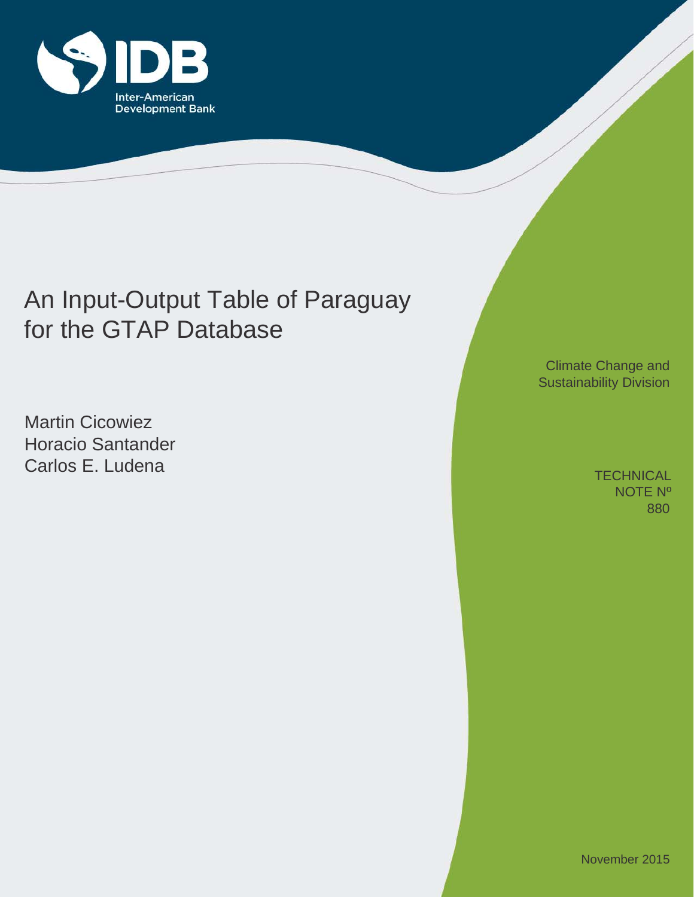IDB

Inter-American Development Bank

# An Input-Output Table of Paraguay for the GTAP Database

Martin Cicowiez
Horacio Santander
Carlos E. Ludena

Climate Change and Sustainability Division

TECHNICAL NOTE Nº 880

November 2015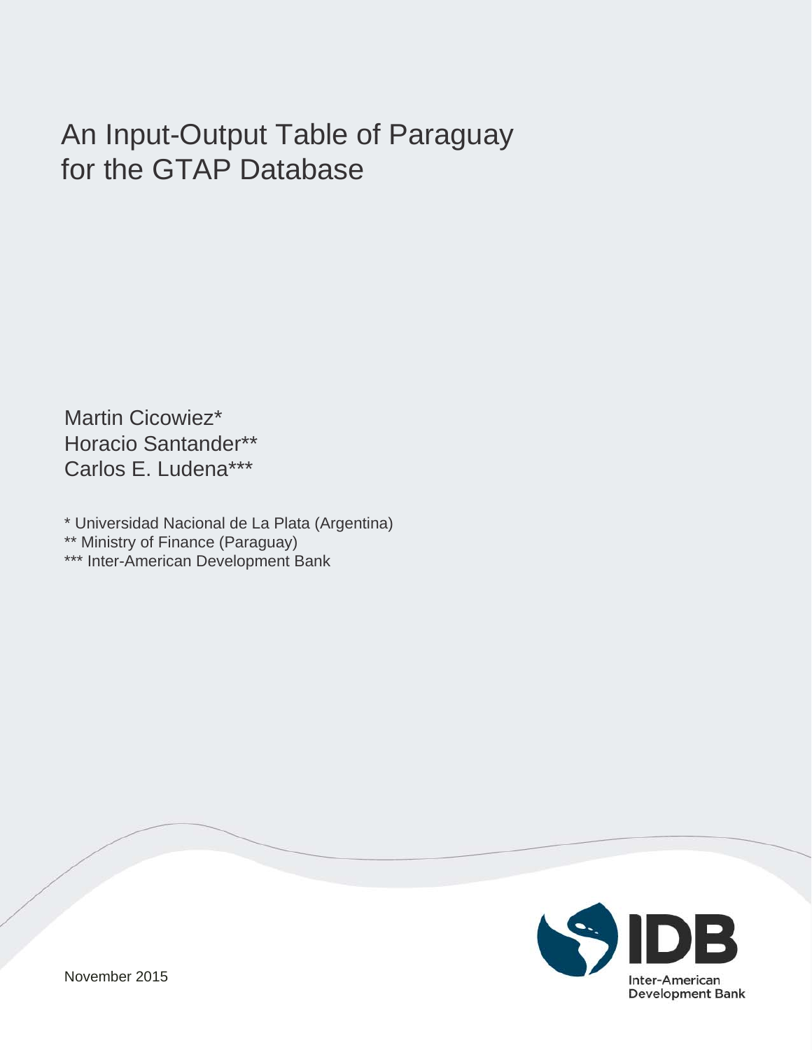# An Input-Output Table of Paraguay for the GTAP Database

Martin Cicowiez*
Horacio Santander**
Carlos E. Ludena***

* Universidad Nacional de La Plata (Argentina)
** Ministry of Finance (Paraguay)
*** Inter-American Development Bank

November 2015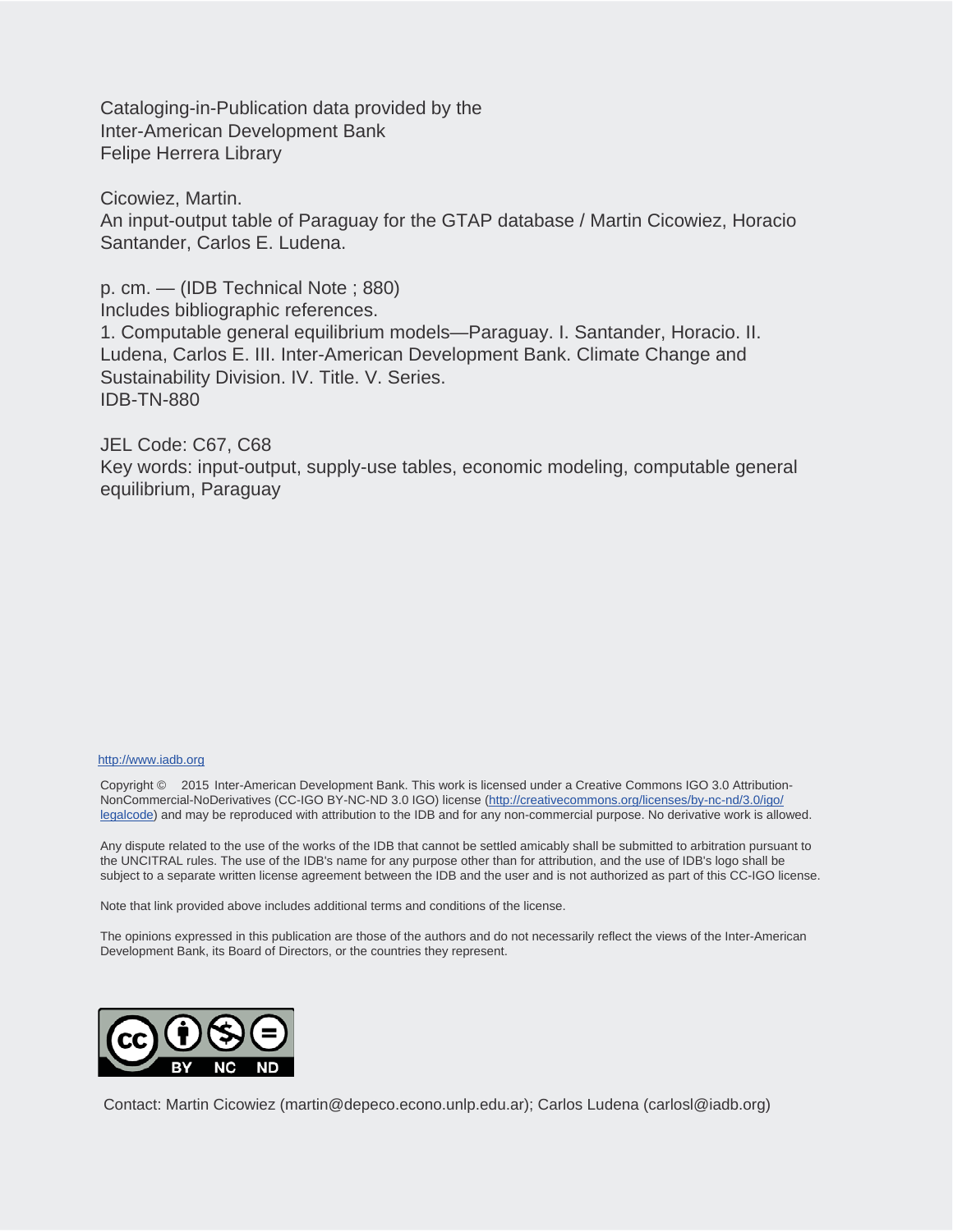Cataloging-in-Publication data provided by the
Inter-American Development Bank
Felipe Herrera Library

Cicowiez, Martin.
An input-output table of Paraguay for the GTAP database / Martin Cicowiez, Horacio Santander, Carlos E. Ludena.

p. cm. — (IDB Technical Note ; 880)
Includes bibliographic references.
1. Computable general equilibrium models—Paraguay. I. Santander, Horacio. II. Ludena, Carlos E. III. Inter-American Development Bank. Climate Change and Sustainability Division. IV. Title. V. Series.
IDB-TN-880

JEL Code: C67, C68
Key words: input-output, supply-use tables, economic modeling, computable general equilibrium, Paraguay

http://www.iadb.org

Copyright © 2015 Inter-American Development Bank. This work is licensed under a Creative Commons IGO 3.0 Attribution-NonCommercial-NoDerivatives (CC-IGO BY-NC-ND 3.0 IGO) license (http://creativecommons.org/licenses/by-nc-nd/3.0/igo/legalcode) and may be reproduced with attribution to the IDB and for any non-commercial purpose. No derivative work is allowed.

Any dispute related to the use of the works of the IDB that cannot be settled amicably shall be submitted to arbitration pursuant to the UNCITRAL rules. The use of the IDB's name for any purpose other than for attribution, and the use of IDB's logo shall be subject to a separate written license agreement between the IDB and the user and is not authorized as part of this CC-IGO license.

Note that link provided above includes additional terms and conditions of the license.

The opinions expressed in this publication are those of the authors and do not necessarily reflect the views of the Inter-American Development Bank, its Board of Directors, or the countries they represent.

Contact: Martin Cicowiez (martin@depeco.econo.unlp.edu.ar); Carlos Ludena (carlosl@iadb.org)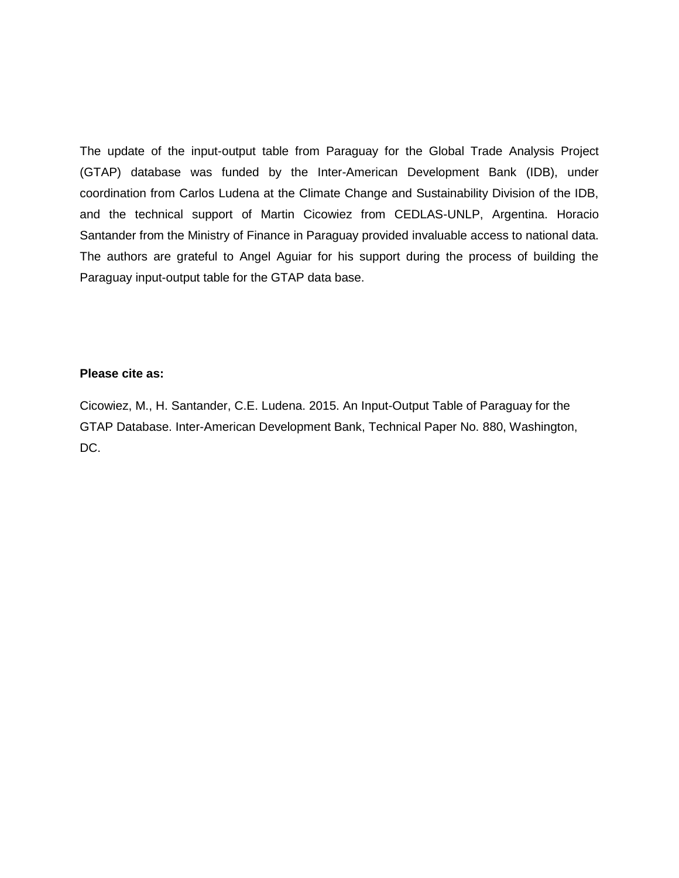The update of the input-output table from Paraguay for the Global Trade Analysis Project (GTAP) database was funded by the Inter-American Development Bank (IDB), under coordination from Carlos Ludena at the Climate Change and Sustainability Division of the IDB, and the technical support of Martin Cicowiez from CEDLAS-UNLP, Argentina. Horacio Santander from the Ministry of Finance in Paraguay provided invaluable access to national data. The authors are grateful to Angel Aguiar for his support during the process of building the Paraguay input-output table for the GTAP data base.

**Please cite as:**

Cicowiez, M., H. Santander, C.E. Ludena. 2015. An Input-Output Table of Paraguay for the GTAP Database. Inter-American Development Bank, Technical Paper No. 880, Washington, DC.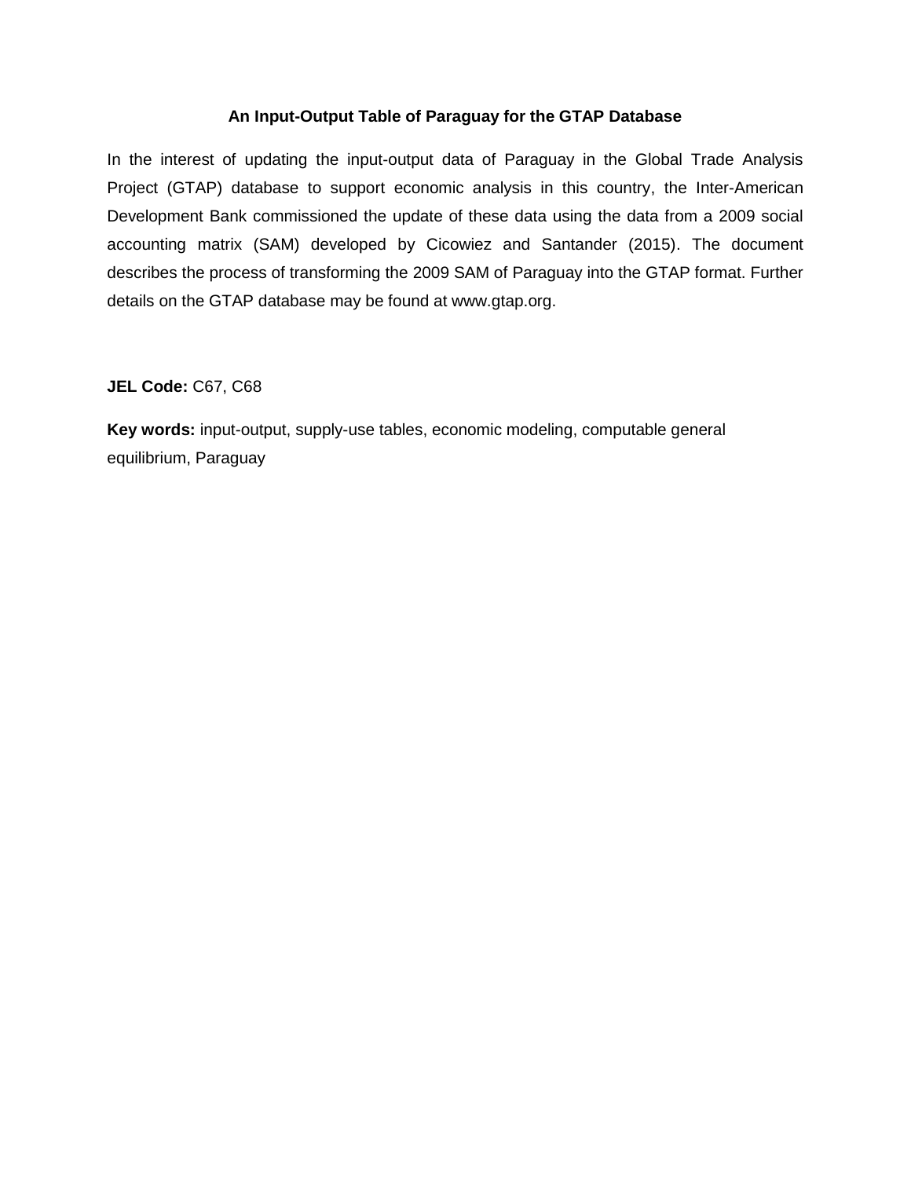**An Input-Output Table of Paraguay for the GTAP Database**

In the interest of updating the input-output data of Paraguay in the Global Trade Analysis Project (GTAP) database to support economic analysis in this country, the Inter-American Development Bank commissioned the update of these data using the data from a 2009 social accounting matrix (SAM) developed by Cicowiez and Santander (2015). The document describes the process of transforming the 2009 SAM of Paraguay into the GTAP format. Further details on the GTAP database may be found at www.gtap.org.

**JEL Code:** C67, C68

**Key words:** input-output, supply-use tables, economic modeling, computable general equilibrium, Paraguay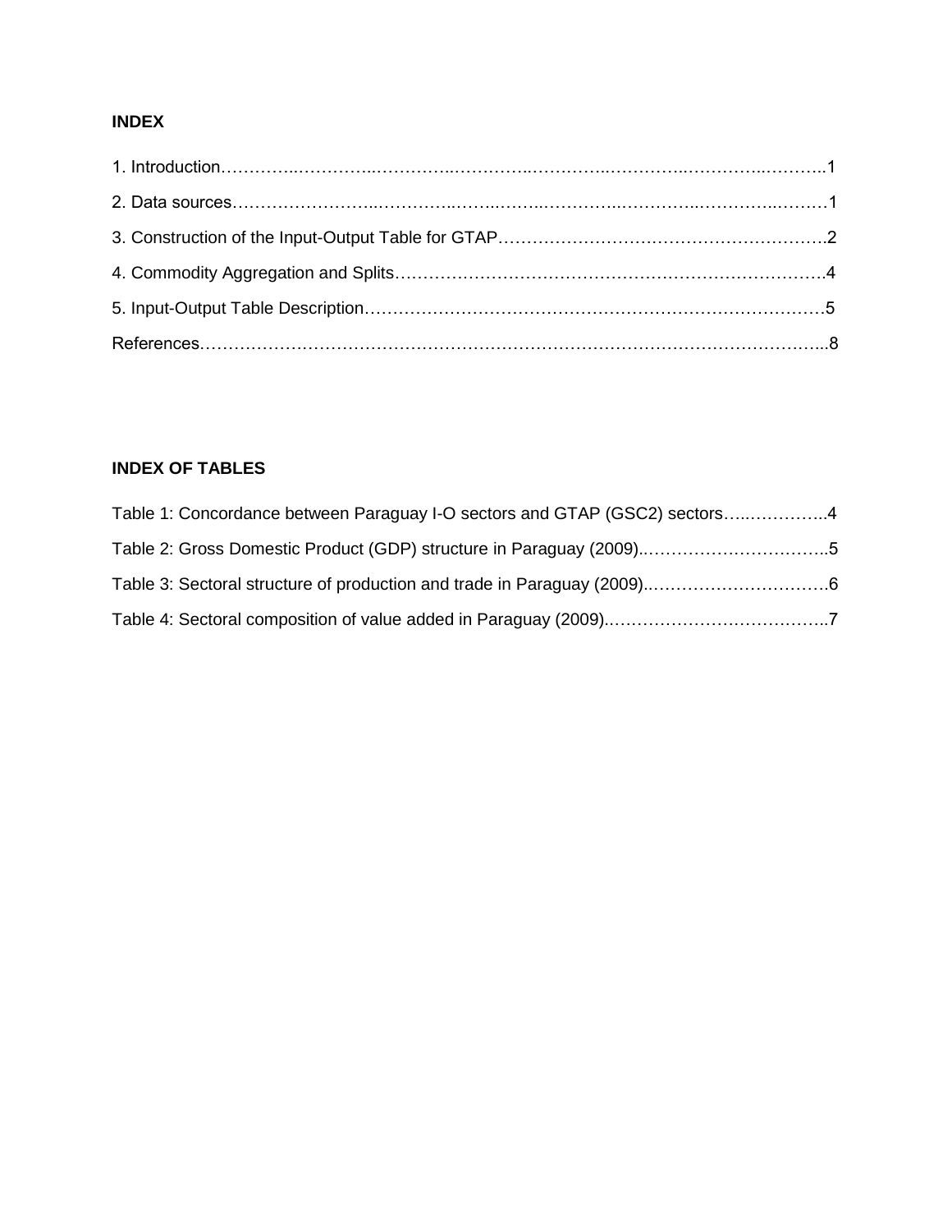**INDEX**

1. Introduction………..…………..…………..………..………..………..………..………..1

2. Data sources…………………..…………..…….……..…………..………..………..………1

3. Construction of the Input-Output Table for GTAP………………………………………………..2

4. Commodity Aggregation and Splits…………………………………………………………………4

5. Input-Output Table Description……………………………………………………………………5

References………………………………………………………………………………………...8

**INDEX OF TABLES**

Table 1: Concordance between Paraguay I-O sectors and GTAP (GSC2) sectors…..…………..4

Table 2: Gross Domestic Product (GDP) structure in Paraguay (2009)..…………………………..5

Table 3: Sectoral structure of production and trade in Paraguay (2009).………………………….6

Table 4: Sectoral composition of value added in Paraguay (2009).………………………………..7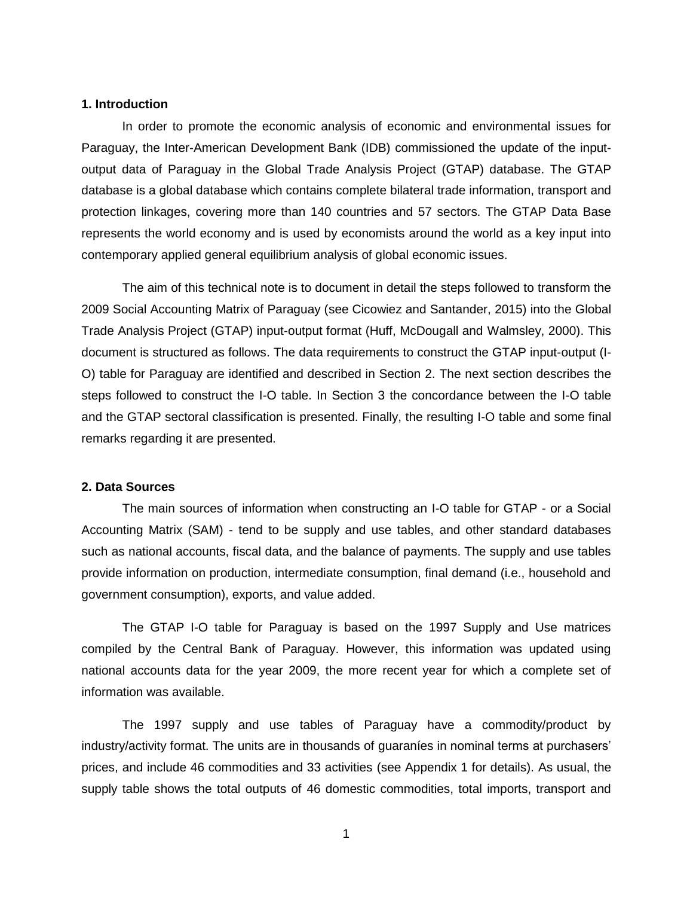## 1. Introduction

In order to promote the economic analysis of economic and environmental issues for Paraguay, the Inter-American Development Bank (IDB) commissioned the update of the input-output data of Paraguay in the Global Trade Analysis Project (GTAP) database. The GTAP database is a global database which contains complete bilateral trade information, transport and protection linkages, covering more than 140 countries and 57 sectors. The GTAP Data Base represents the world economy and is used by economists around the world as a key input into contemporary applied general equilibrium analysis of global economic issues.

The aim of this technical note is to document in detail the steps followed to transform the 2009 Social Accounting Matrix of Paraguay (see Cicowiez and Santander, 2015) into the Global Trade Analysis Project (GTAP) input-output format (Huff, McDougall and Walmsley, 2000). This document is structured as follows. The data requirements to construct the GTAP input-output (I-O) table for Paraguay are identified and described in Section 2. The next section describes the steps followed to construct the I-O table. In Section 3 the concordance between the I-O table and the GTAP sectoral classification is presented. Finally, the resulting I-O table and some final remarks regarding it are presented.

## 2. Data Sources

The main sources of information when constructing an I-O table for GTAP - or a Social Accounting Matrix (SAM) - tend to be supply and use tables, and other standard databases such as national accounts, fiscal data, and the balance of payments. The supply and use tables provide information on production, intermediate consumption, final demand (i.e., household and government consumption), exports, and value added.

The GTAP I-O table for Paraguay is based on the 1997 Supply and Use matrices compiled by the Central Bank of Paraguay. However, this information was updated using national accounts data for the year 2009, the more recent year for which a complete set of information was available.

The 1997 supply and use tables of Paraguay have a commodity/product by industry/activity format. The units are in thousands of guaraníes in nominal terms at purchasers' prices, and include 46 commodities and 33 activities (see Appendix 1 for details). As usual, the supply table shows the total outputs of 46 domestic commodities, total imports, transport and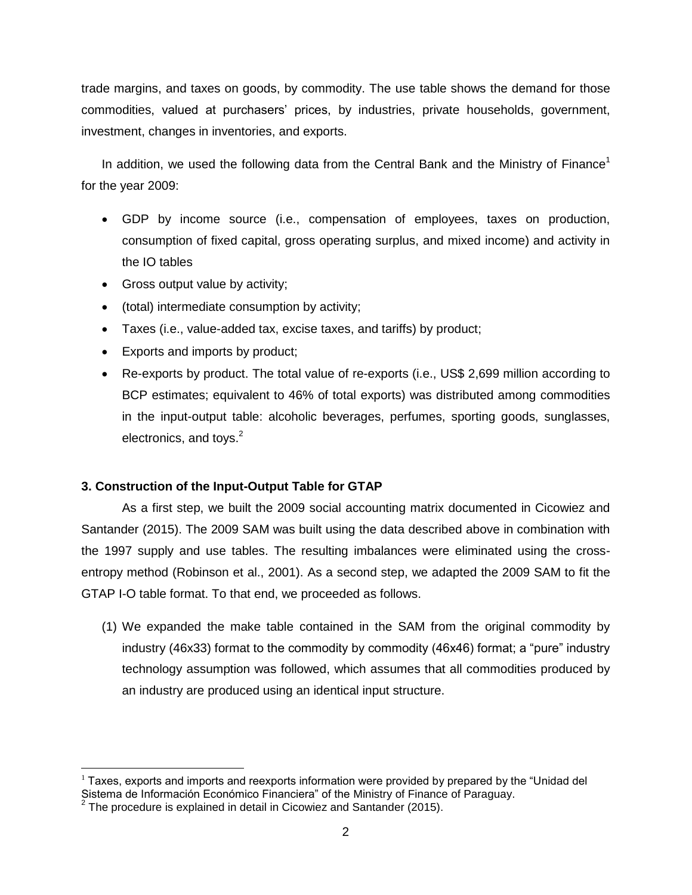trade margins, and taxes on goods, by commodity. The use table shows the demand for those commodities, valued at purchasers' prices, by industries, private households, government, investment, changes in inventories, and exports.

In addition, we used the following data from the Central Bank and the Ministry of Finance[1] for the year 2009:

- GDP by income source (i.e., compensation of employees, taxes on production, consumption of fixed capital, gross operating surplus, and mixed income) and activity in the IO tables
- Gross output value by activity;
- (total) intermediate consumption by activity;
- Taxes (i.e., value-added tax, excise taxes, and tariffs) by product;
- Exports and imports by product;
- Re-exports by product. The total value of re-exports (i.e., US$ 2,699 million according to BCP estimates; equivalent to 46% of total exports) was distributed among commodities in the input-output table: alcoholic beverages, perfumes, sporting goods, sunglasses, electronics, and toys.[2]

### 3. Construction of the Input-Output Table for GTAP

As a first step, we built the 2009 social accounting matrix documented in Cicowiez and Santander (2015). The 2009 SAM was built using the data described above in combination with the 1997 supply and use tables. The resulting imbalances were eliminated using the cross-entropy method (Robinson et al., 2001). As a second step, we adapted the 2009 SAM to fit the GTAP I-O table format. To that end, we proceeded as follows.

(1) We expanded the make table contained in the SAM from the original commodity by industry (46x33) format to the commodity by commodity (46x46) format; a "pure" industry technology assumption was followed, which assumes that all commodities produced by an industry are produced using an identical input structure.

---

[1] Taxes, exports and imports and reexports information were provided by prepared by the "Unidad del Sistema de Información Económico Financiera" of the Ministry of Finance of Paraguay.

[2] The procedure is explained in detail in Cicowiez and Santander (2015).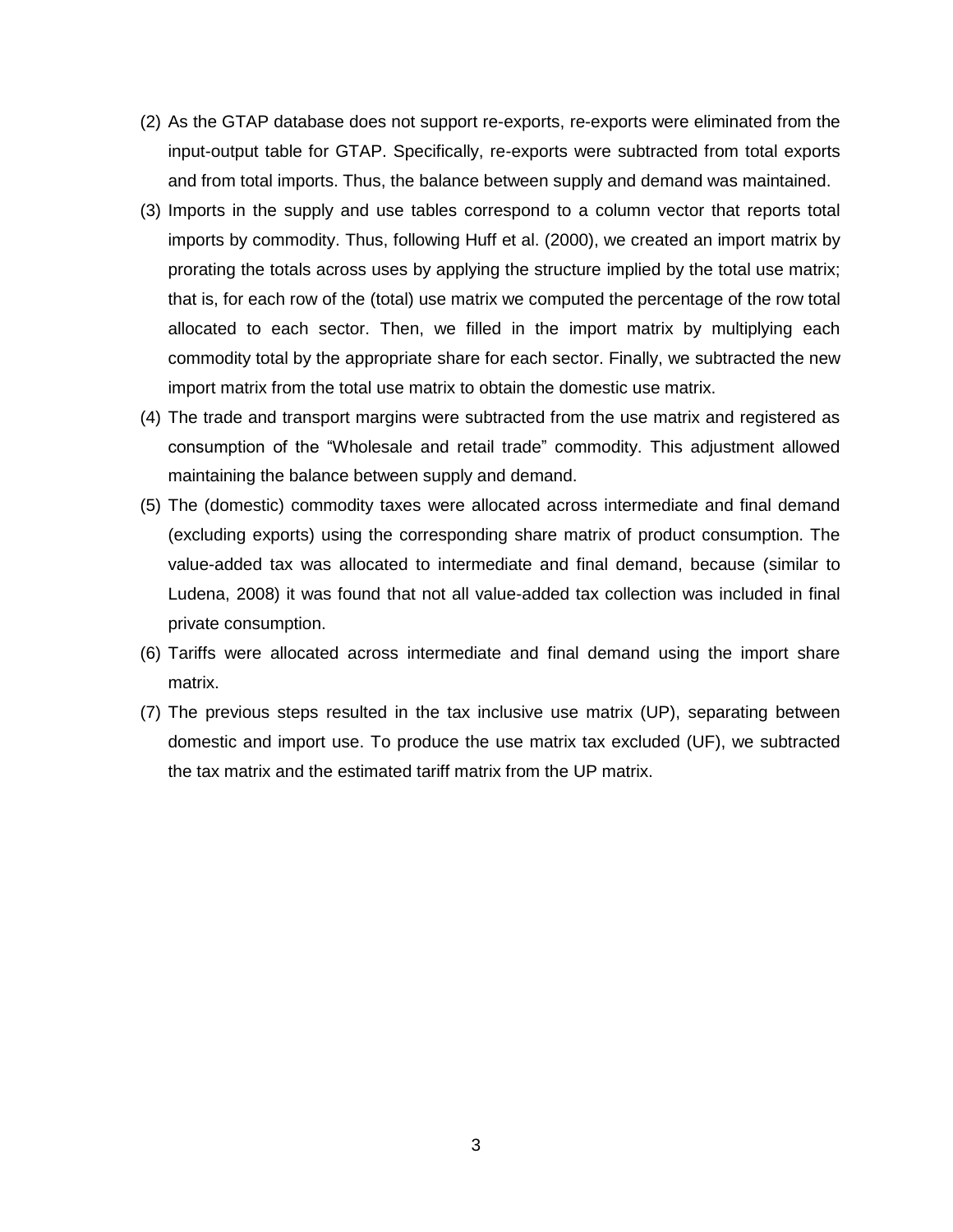(2) As the GTAP database does not support re-exports, re-exports were eliminated from the input-output table for GTAP. Specifically, re-exports were subtracted from total exports and from total imports. Thus, the balance between supply and demand was maintained.

(3) Imports in the supply and use tables correspond to a column vector that reports total imports by commodity. Thus, following Huff et al. (2000), we created an import matrix by prorating the totals across uses by applying the structure implied by the total use matrix; that is, for each row of the (total) use matrix we computed the percentage of the row total allocated to each sector. Then, we filled in the import matrix by multiplying each commodity total by the appropriate share for each sector. Finally, we subtracted the new import matrix from the total use matrix to obtain the domestic use matrix.

(4) The trade and transport margins were subtracted from the use matrix and registered as consumption of the "Wholesale and retail trade" commodity. This adjustment allowed maintaining the balance between supply and demand.

(5) The (domestic) commodity taxes were allocated across intermediate and final demand (excluding exports) using the corresponding share matrix of product consumption. The value-added tax was allocated to intermediate and final demand, because (similar to Ludena, 2008) it was found that not all value-added tax collection was included in final private consumption.

(6) Tariffs were allocated across intermediate and final demand using the import share matrix.

(7) The previous steps resulted in the tax inclusive use matrix (UP), separating between domestic and import use. To produce the use matrix tax excluded (UF), we subtracted the tax matrix and the estimated tariff matrix from the UP matrix.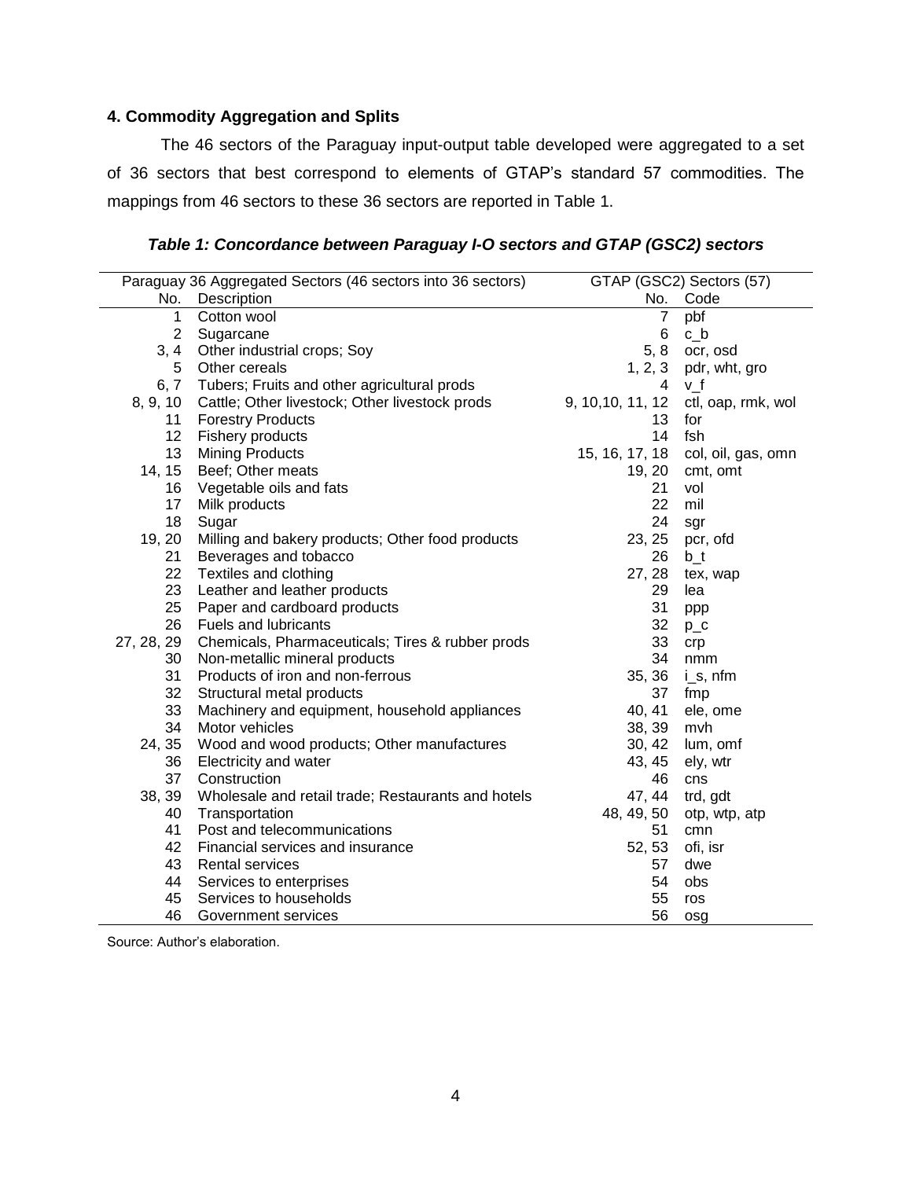### 4. Commodity Aggregation and Splits

The 46 sectors of the Paraguay input-output table developed were aggregated to a set of 36 sectors that best correspond to elements of GTAP's standard 57 commodities. The mappings from 46 sectors to these 36 sectors are reported in Table 1.

***Table 1: Concordance between Paraguay I-O sectors and GTAP (GSC2) sectors***

| Paraguay 36 Aggregated Sectors (46 sectors into 36 sectors) | | GTAP (GSC2) Sectors (57) | |
|---|---|---|---|
| No. | Description | No. | Code |
| 1 | Cotton wool | 7 | pbf |
| 2 | Sugarcane | 6 | c_b |
| 3, 4 | Other industrial crops; Soy | 5, 8 | ocr, osd |
| 5 | Other cereals | 1, 2, 3 | pdr, wht, gro |
| 6, 7 | Tubers; Fruits and other agricultural prods | 4 | v_f |
| 8, 9, 10 | Cattle; Other livestock; Other livestock prods | 9, 10,10, 11, 12 | ctl, oap, rmk, wol |
| 11 | Forestry Products | 13 | for |
| 12 | Fishery products | 14 | fsh |
| 13 | Mining Products | 15, 16, 17, 18 | col, oil, gas, omn |
| 14, 15 | Beef; Other meats | 19, 20 | cmt, omt |
| 16 | Vegetable oils and fats | 21 | vol |
| 17 | Milk products | 22 | mil |
| 18 | Sugar | 24 | sgr |
| 19, 20 | Milling and bakery products; Other food products | 23, 25 | pcr, ofd |
| 21 | Beverages and tobacco | 26 | b_t |
| 22 | Textiles and clothing | 27, 28 | tex, wap |
| 23 | Leather and leather products | 29 | lea |
| 25 | Paper and cardboard products | 31 | ppp |
| 26 | Fuels and lubricants | 32 | p_c |
| 27, 28, 29 | Chemicals, Pharmaceuticals; Tires & rubber prods | 33 | crp |
| 30 | Non-metallic mineral products | 34 | nmm |
| 31 | Products of iron and non-ferrous | 35, 36 | i_s, nfm |
| 32 | Structural metal products | 37 | fmp |
| 33 | Machinery and equipment, household appliances | 40, 41 | ele, ome |
| 34 | Motor vehicles | 38, 39 | mvh |
| 24, 35 | Wood and wood products; Other manufactures | 30, 42 | lum, omf |
| 36 | Electricity and water | 43, 45 | ely, wtr |
| 37 | Construction | 46 | cns |
| 38, 39 | Wholesale and retail trade; Restaurants and hotels | 47, 44 | trd, gdt |
| 40 | Transportation | 48, 49, 50 | otp, wtp, atp |
| 41 | Post and telecommunications | 51 | cmn |
| 42 | Financial services and insurance | 52, 53 | ofi, isr |
| 43 | Rental services | 57 | dwe |
| 44 | Services to enterprises | 54 | obs |
| 45 | Services to households | 55 | ros |
| 46 | Government services | 56 | osg |

Source: Author's elaboration.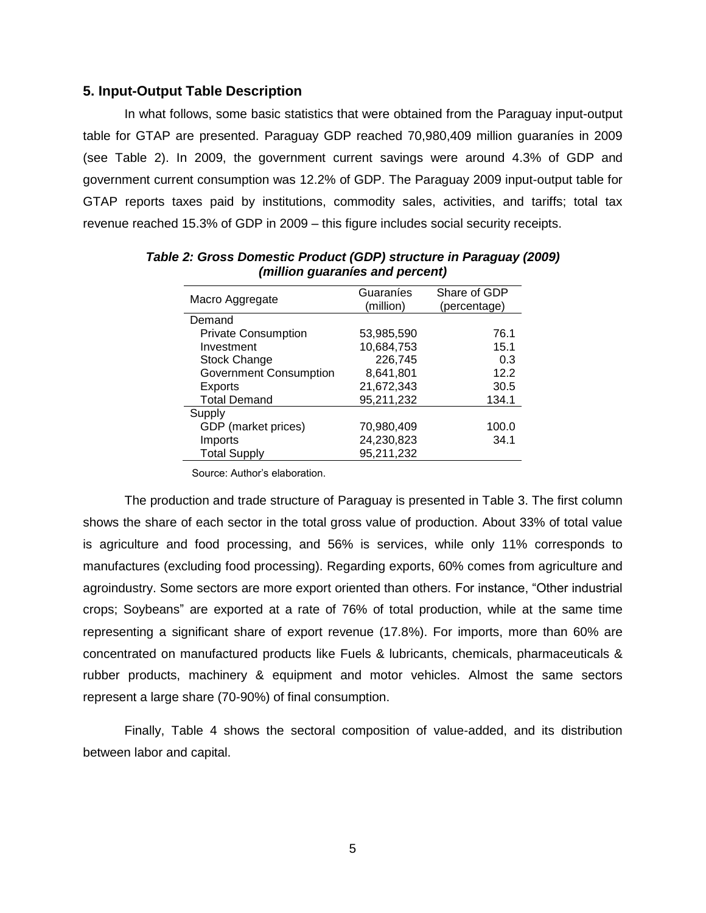## 5. Input-Output Table Description

In what follows, some basic statistics that were obtained from the Paraguay input-output table for GTAP are presented. Paraguay GDP reached 70,980,409 million guaraníes in 2009 (see Table 2). In 2009, the government current savings were around 4.3% of GDP and government current consumption was 12.2% of GDP. The Paraguay 2009 input-output table for GTAP reports taxes paid by institutions, commodity sales, activities, and tariffs; total tax revenue reached 15.3% of GDP in 2009 – this figure includes social security receipts.

***Table 2: Gross Domestic Product (GDP) structure in Paraguay (2009) (million guaraníes and percent)***

| Macro Aggregate | Guaraníes (million) | Share of GDP (percentage) |
|---|---|---|
| Demand | | |
| Private Consumption | 53,985,590 | 76.1 |
| Investment | 10,684,753 | 15.1 |
| Stock Change | 226,745 | 0.3 |
| Government Consumption | 8,641,801 | 12.2 |
| Exports | 21,672,343 | 30.5 |
| Total Demand | 95,211,232 | 134.1 |
| Supply | | |
| GDP (market prices) | 70,980,409 | 100.0 |
| Imports | 24,230,823 | 34.1 |
| Total Supply | 95,211,232 | |

Source: Author's elaboration.

The production and trade structure of Paraguay is presented in Table 3. The first column shows the share of each sector in the total gross value of production. About 33% of total value is agriculture and food processing, and 56% is services, while only 11% corresponds to manufactures (excluding food processing). Regarding exports, 60% comes from agriculture and agroindustry. Some sectors are more export oriented than others. For instance, "Other industrial crops; Soybeans" are exported at a rate of 76% of total production, while at the same time representing a significant share of export revenue (17.8%). For imports, more than 60% are concentrated on manufactured products like Fuels & lubricants, chemicals, pharmaceuticals & rubber products, machinery & equipment and motor vehicles. Almost the same sectors represent a large share (70-90%) of final consumption.

Finally, Table 4 shows the sectoral composition of value-added, and its distribution between labor and capital.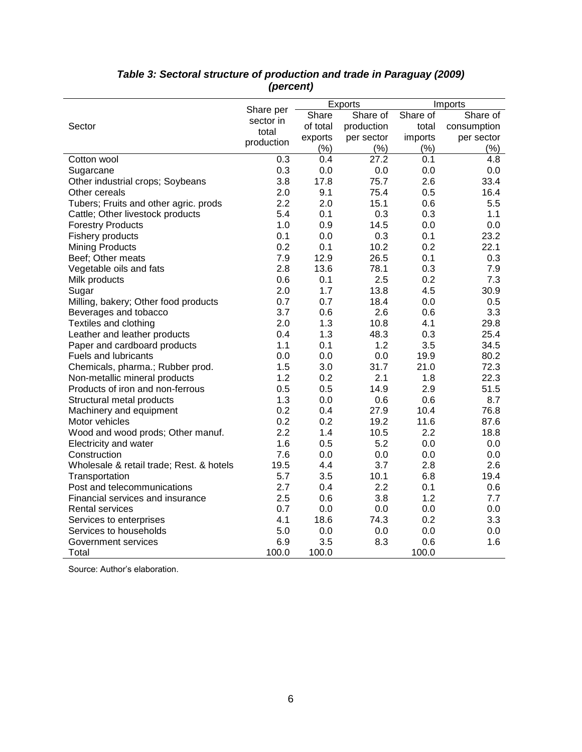***Table 3: Sectoral structure of production and trade in Paraguay (2009) (percent)***

| Sector | Share per sector in total production | Exports | | Imports | |
|---|---|---|---|---|---|
| | | Share of total exports (%) | Share of production per sector (%) | Share of total imports (%) | Share of consumption per sector (%) |
| Cotton wool | 0.3 | 0.4 | 27.2 | 0.1 | 4.8 |
| Sugarcane | 0.3 | 0.0 | 0.0 | 0.0 | 0.0 |
| Other industrial crops; Soybeans | 3.8 | 17.8 | 75.7 | 2.6 | 33.4 |
| Other cereals | 2.0 | 9.1 | 75.4 | 0.5 | 16.4 |
| Tubers; Fruits and other agric. prods | 2.2 | 2.0 | 15.1 | 0.6 | 5.5 |
| Cattle; Other livestock products | 5.4 | 0.1 | 0.3 | 0.3 | 1.1 |
| Forestry Products | 1.0 | 0.9 | 14.5 | 0.0 | 0.0 |
| Fishery products | 0.1 | 0.0 | 0.3 | 0.1 | 23.2 |
| Mining Products | 0.2 | 0.1 | 10.2 | 0.2 | 22.1 |
| Beef; Other meats | 7.9 | 12.9 | 26.5 | 0.1 | 0.3 |
| Vegetable oils and fats | 2.8 | 13.6 | 78.1 | 0.3 | 7.9 |
| Milk products | 0.6 | 0.1 | 2.5 | 0.2 | 7.3 |
| Sugar | 2.0 | 1.7 | 13.8 | 4.5 | 30.9 |
| Milling, bakery; Other food products | 0.7 | 0.7 | 18.4 | 0.0 | 0.5 |
| Beverages and tobacco | 3.7 | 0.6 | 2.6 | 0.6 | 3.3 |
| Textiles and clothing | 2.0 | 1.3 | 10.8 | 4.1 | 29.8 |
| Leather and leather products | 0.4 | 1.3 | 48.3 | 0.3 | 25.4 |
| Paper and cardboard products | 1.1 | 0.1 | 1.2 | 3.5 | 34.5 |
| Fuels and lubricants | 0.0 | 0.0 | 0.0 | 19.9 | 80.2 |
| Chemicals, pharma.; Rubber prod. | 1.5 | 3.0 | 31.7 | 21.0 | 72.3 |
| Non-metallic mineral products | 1.2 | 0.2 | 2.1 | 1.8 | 22.3 |
| Products of iron and non-ferrous | 0.5 | 0.5 | 14.9 | 2.9 | 51.5 |
| Structural metal products | 1.3 | 0.0 | 0.6 | 0.6 | 8.7 |
| Machinery and equipment | 0.2 | 0.4 | 27.9 | 10.4 | 76.8 |
| Motor vehicles | 0.2 | 0.2 | 19.2 | 11.6 | 87.6 |
| Wood and wood prods; Other manuf. | 2.2 | 1.4 | 10.5 | 2.2 | 18.8 |
| Electricity and water | 1.6 | 0.5 | 5.2 | 0.0 | 0.0 |
| Construction | 7.6 | 0.0 | 0.0 | 0.0 | 0.0 |
| Wholesale & retail trade; Rest. & hotels | 19.5 | 4.4 | 3.7 | 2.8 | 2.6 |
| Transportation | 5.7 | 3.5 | 10.1 | 6.8 | 19.4 |
| Post and telecommunications | 2.7 | 0.4 | 2.2 | 0.1 | 0.6 |
| Financial services and insurance | 2.5 | 0.6 | 3.8 | 1.2 | 7.7 |
| Rental services | 0.7 | 0.0 | 0.0 | 0.0 | 0.0 |
| Services to enterprises | 4.1 | 18.6 | 74.3 | 0.2 | 3.3 |
| Services to households | 5.0 | 0.0 | 0.0 | 0.0 | 0.0 |
| Government services | 6.9 | 3.5 | 8.3 | 0.6 | 1.6 |
| Total | 100.0 | 100.0 | | 100.0 | |

Source: Author's elaboration.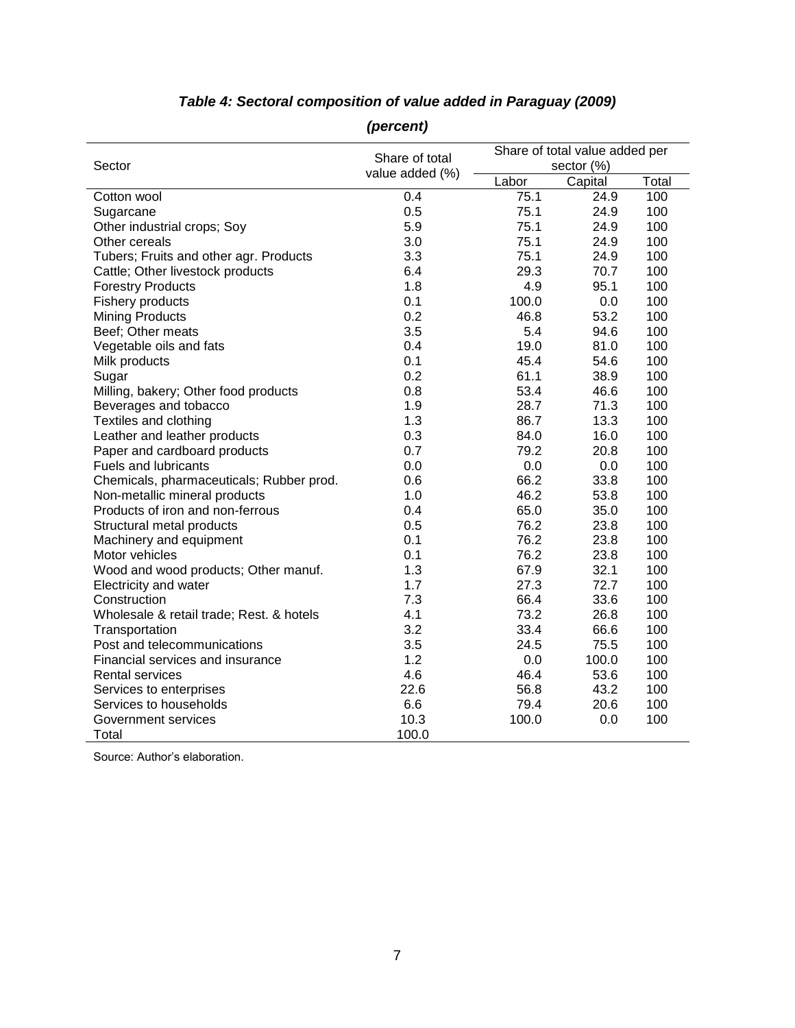***Table 4: Sectoral composition of value added in Paraguay (2009)***

***(percent)***

| Sector | Share of total value added (%) | Share of total value added per sector (%) | | |
|---|---|---|---|---|
| | | Labor | Capital | Total |
| Cotton wool | 0.4 | 75.1 | 24.9 | 100 |
| Sugarcane | 0.5 | 75.1 | 24.9 | 100 |
| Other industrial crops; Soy | 5.9 | 75.1 | 24.9 | 100 |
| Other cereals | 3.0 | 75.1 | 24.9 | 100 |
| Tubers; Fruits and other agr. Products | 3.3 | 75.1 | 24.9 | 100 |
| Cattle; Other livestock products | 6.4 | 29.3 | 70.7 | 100 |
| Forestry Products | 1.8 | 4.9 | 95.1 | 100 |
| Fishery products | 0.1 | 100.0 | 0.0 | 100 |
| Mining Products | 0.2 | 46.8 | 53.2 | 100 |
| Beef; Other meats | 3.5 | 5.4 | 94.6 | 100 |
| Vegetable oils and fats | 0.4 | 19.0 | 81.0 | 100 |
| Milk products | 0.1 | 45.4 | 54.6 | 100 |
| Sugar | 0.2 | 61.1 | 38.9 | 100 |
| Milling, bakery; Other food products | 0.8 | 53.4 | 46.6 | 100 |
| Beverages and tobacco | 1.9 | 28.7 | 71.3 | 100 |
| Textiles and clothing | 1.3 | 86.7 | 13.3 | 100 |
| Leather and leather products | 0.3 | 84.0 | 16.0 | 100 |
| Paper and cardboard products | 0.7 | 79.2 | 20.8 | 100 |
| Fuels and lubricants | 0.0 | 0.0 | 0.0 | 100 |
| Chemicals, pharmaceuticals; Rubber prod. | 0.6 | 66.2 | 33.8 | 100 |
| Non-metallic mineral products | 1.0 | 46.2 | 53.8 | 100 |
| Products of iron and non-ferrous | 0.4 | 65.0 | 35.0 | 100 |
| Structural metal products | 0.5 | 76.2 | 23.8 | 100 |
| Machinery and equipment | 0.1 | 76.2 | 23.8 | 100 |
| Motor vehicles | 0.1 | 76.2 | 23.8 | 100 |
| Wood and wood products; Other manuf. | 1.3 | 67.9 | 32.1 | 100 |
| Electricity and water | 1.7 | 27.3 | 72.7 | 100 |
| Construction | 7.3 | 66.4 | 33.6 | 100 |
| Wholesale & retail trade; Rest. & hotels | 4.1 | 73.2 | 26.8 | 100 |
| Transportation | 3.2 | 33.4 | 66.6 | 100 |
| Post and telecommunications | 3.5 | 24.5 | 75.5 | 100 |
| Financial services and insurance | 1.2 | 0.0 | 100.0 | 100 |
| Rental services | 4.6 | 46.4 | 53.6 | 100 |
| Services to enterprises | 22.6 | 56.8 | 43.2 | 100 |
| Services to households | 6.6 | 79.4 | 20.6 | 100 |
| Government services | 10.3 | 100.0 | 0.0 | 100 |
| Total | 100.0 | | | |

Source: Author's elaboration.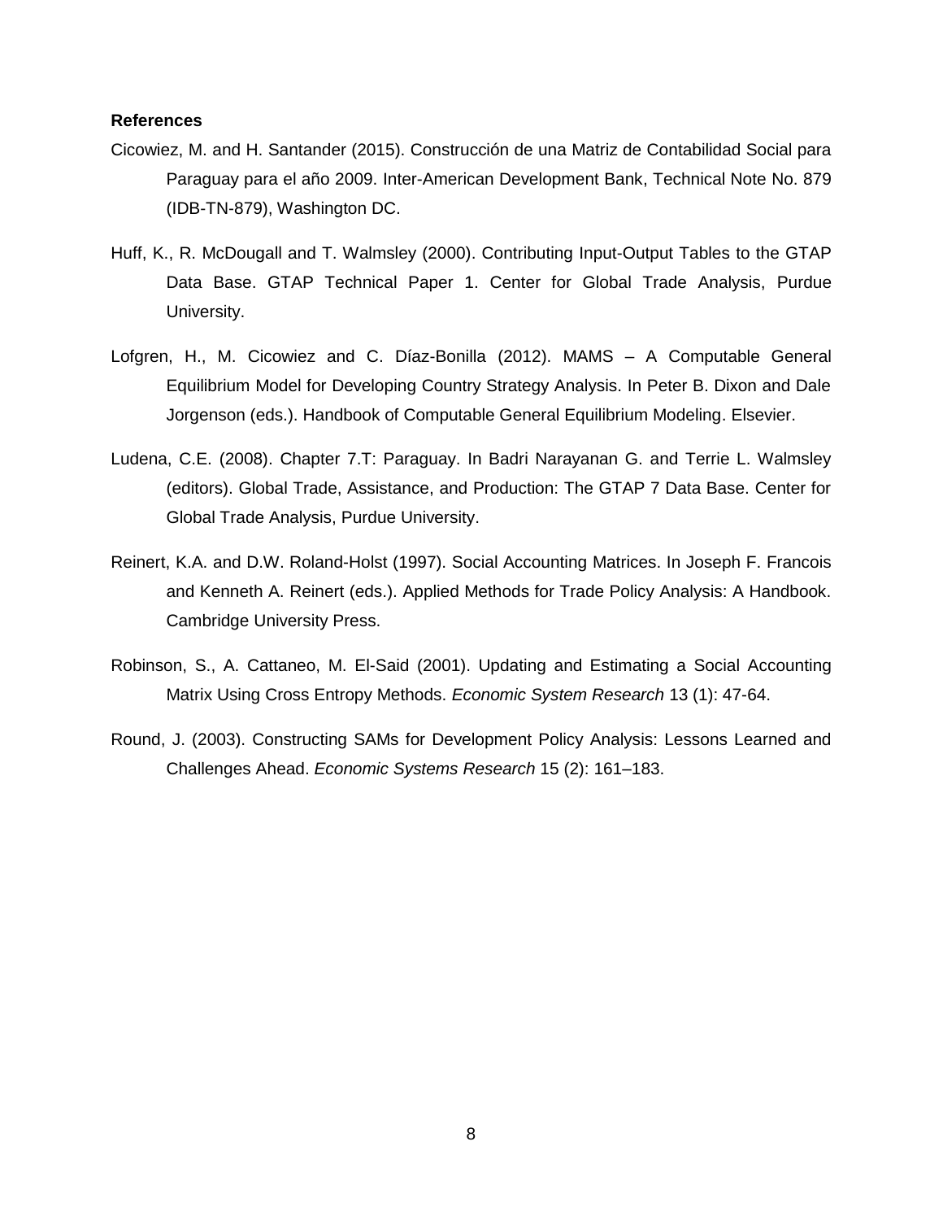**References**

Cicowiez, M. and H. Santander (2015). Construcción de una Matriz de Contabilidad Social para Paraguay para el año 2009. Inter-American Development Bank, Technical Note No. 879 (IDB-TN-879), Washington DC.

Huff, K., R. McDougall and T. Walmsley (2000). Contributing Input-Output Tables to the GTAP Data Base. GTAP Technical Paper 1. Center for Global Trade Analysis, Purdue University.

Lofgren, H., M. Cicowiez and C. Díaz-Bonilla (2012). MAMS – A Computable General Equilibrium Model for Developing Country Strategy Analysis. In Peter B. Dixon and Dale Jorgenson (eds.). Handbook of Computable General Equilibrium Modeling. Elsevier.

Ludena, C.E. (2008). Chapter 7.T: Paraguay. In Badri Narayanan G. and Terrie L. Walmsley (editors). Global Trade, Assistance, and Production: The GTAP 7 Data Base. Center for Global Trade Analysis, Purdue University.

Reinert, K.A. and D.W. Roland-Holst (1997). Social Accounting Matrices. In Joseph F. Francois and Kenneth A. Reinert (eds.). Applied Methods for Trade Policy Analysis: A Handbook. Cambridge University Press.

Robinson, S., A. Cattaneo, M. El-Said (2001). Updating and Estimating a Social Accounting Matrix Using Cross Entropy Methods. *Economic System Research* 13 (1): 47-64.

Round, J. (2003). Constructing SAMs for Development Policy Analysis: Lessons Learned and Challenges Ahead. *Economic Systems Research* 15 (2): 161–183.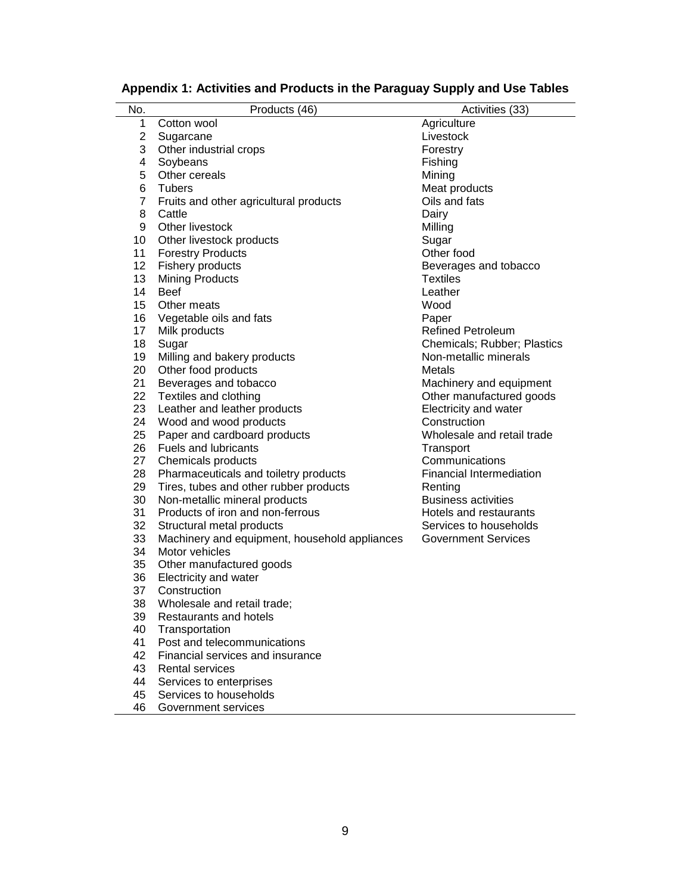**Appendix 1: Activities and Products in the Paraguay Supply and Use Tables**

| No. | Products (46) | Activities (33) |
|---|---|---|
| 1 | Cotton wool | Agriculture |
| 2 | Sugarcane | Livestock |
| 3 | Other industrial crops | Forestry |
| 4 | Soybeans | Fishing |
| 5 | Other cereals | Mining |
| 6 | Tubers | Meat products |
| 7 | Fruits and other agricultural products | Oils and fats |
| 8 | Cattle | Dairy |
| 9 | Other livestock | Milling |
| 10 | Other livestock products | Sugar |
| 11 | Forestry Products | Other food |
| 12 | Fishery products | Beverages and tobacco |
| 13 | Mining Products | Textiles |
| 14 | Beef | Leather |
| 15 | Other meats | Wood |
| 16 | Vegetable oils and fats | Paper |
| 17 | Milk products | Refined Petroleum |
| 18 | Sugar | Chemicals; Rubber; Plastics |
| 19 | Milling and bakery products | Non-metallic minerals |
| 20 | Other food products | Metals |
| 21 | Beverages and tobacco | Machinery and equipment |
| 22 | Textiles and clothing | Other manufactured goods |
| 23 | Leather and leather products | Electricity and water |
| 24 | Wood and wood products | Construction |
| 25 | Paper and cardboard products | Wholesale and retail trade |
| 26 | Fuels and lubricants | Transport |
| 27 | Chemicals products | Communications |
| 28 | Pharmaceuticals and toiletry products | Financial Intermediation |
| 29 | Tires, tubes and other rubber products | Renting |
| 30 | Non-metallic mineral products | Business activities |
| 31 | Products of iron and non-ferrous | Hotels and restaurants |
| 32 | Structural metal products | Services to households |
| 33 | Machinery and equipment, household appliances | Government Services |
| 34 | Motor vehicles | |
| 35 | Other manufactured goods | |
| 36 | Electricity and water | |
| 37 | Construction | |
| 38 | Wholesale and retail trade; | |
| 39 | Restaurants and hotels | |
| 40 | Transportation | |
| 41 | Post and telecommunications | |
| 42 | Financial services and insurance | |
| 43 | Rental services | |
| 44 | Services to enterprises | |
| 45 | Services to households | |
| 46 | Government services | |